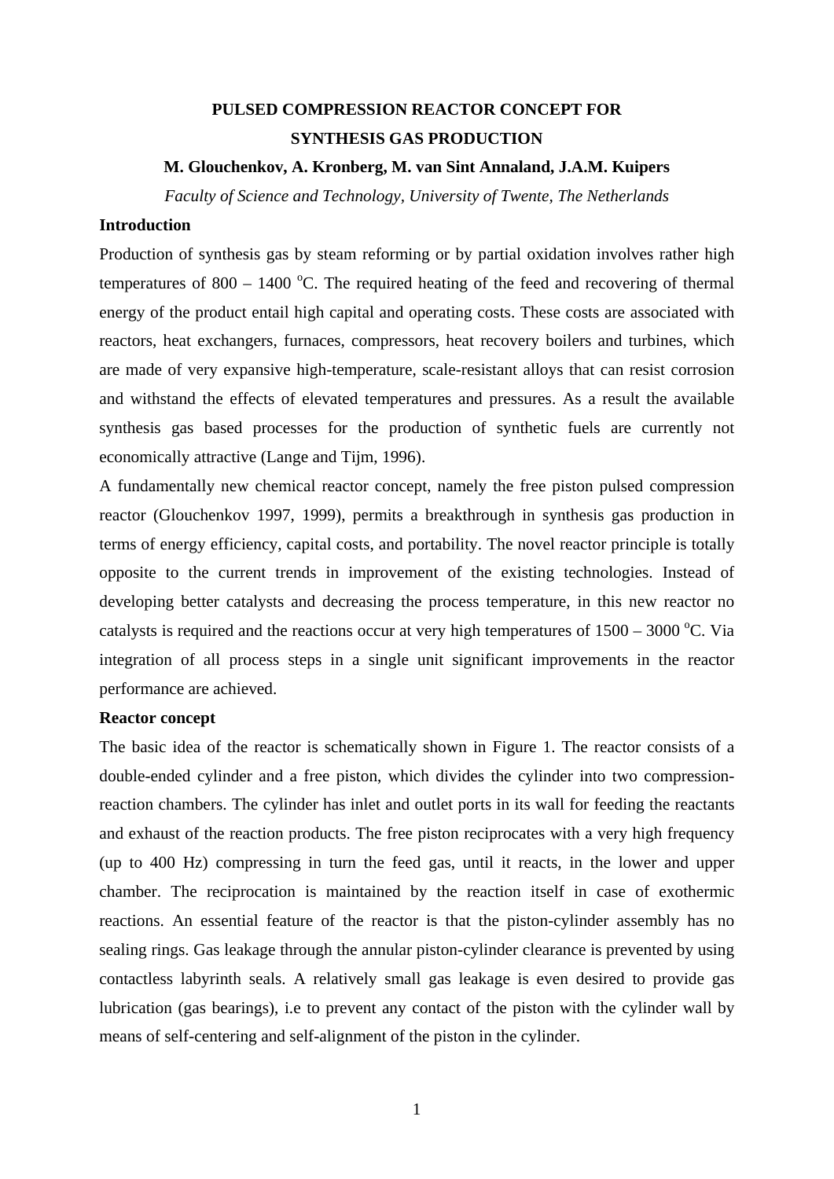# PULSED COMPRESSION REACTOR CONCEPT FOR SYNTHESIS GAS PRODUCTION

**M. Glouchenkov, A. Kronberg, M. van Sint Annaland, J.A.M. Kuipers**

*Faculty of Science and Technology, University of Twente, The Netherlands*

## Introduction

Production of synthesis gas by steam reforming or by partial oxidation involves rather high temperatures of 800 – 1400 $^{o}$C. The required heating of the feed and recovering of thermal energy of the product entail high capital and operating costs. These costs are associated with reactors, heat exchangers, furnaces, compressors, heat recovery boilers and turbines, which are made of very expansive high-temperature, scale-resistant alloys that can resist corrosion and withstand the effects of elevated temperatures and pressures. As a result the available synthesis gas based processes for the production of synthetic fuels are currently not economically attractive (Lange and Tijm, 1996).

A fundamentally new chemical reactor concept, namely the free piston pulsed compression reactor (Glouchenkov 1997, 1999), permits a breakthrough in synthesis gas production in terms of energy efficiency, capital costs, and portability. The novel reactor principle is totally opposite to the current trends in improvement of the existing technologies. Instead of developing better catalysts and decreasing the process temperature, in this new reactor no catalysts is required and the reactions occur at very high temperatures of 1500 – 3000 $^{o}$C. Via integration of all process steps in a single unit significant improvements in the reactor performance are achieved.

## Reactor concept

The basic idea of the reactor is schematically shown in Figure 1. The reactor consists of a double-ended cylinder and a free piston, which divides the cylinder into two compression-reaction chambers. The cylinder has inlet and outlet ports in its wall for feeding the reactants and exhaust of the reaction products. The free piston reciprocates with a very high frequency (up to 400 Hz) compressing in turn the feed gas, until it reacts, in the lower and upper chamber. The reciprocation is maintained by the reaction itself in case of exothermic reactions. An essential feature of the reactor is that the piston-cylinder assembly has no sealing rings. Gas leakage through the annular piston-cylinder clearance is prevented by using contactless labyrinth seals. A relatively small gas leakage is even desired to provide gas lubrication (gas bearings), i.e to prevent any contact of the piston with the cylinder wall by means of self-centering and self-alignment of the piston in the cylinder.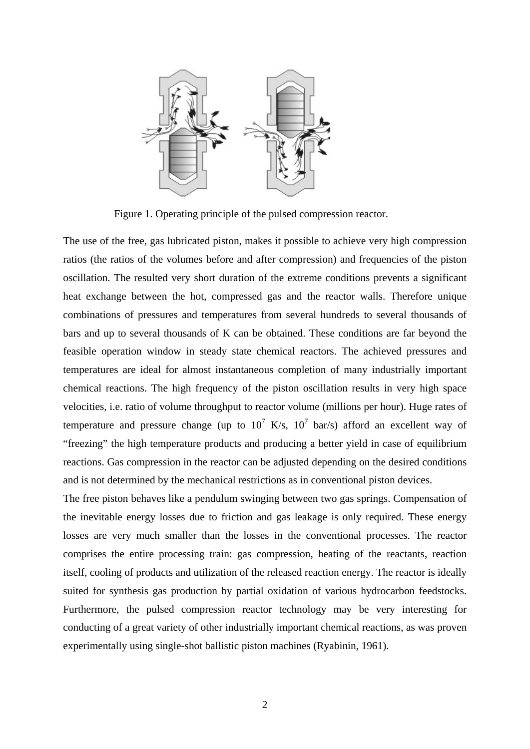Figure 1. Operating principle of the pulsed compression reactor.

The use of the free, gas lubricated piston, makes it possible to achieve very high compression ratios (the ratios of the volumes before and after compression) and frequencies of the piston oscillation. The resulted very short duration of the extreme conditions prevents a significant heat exchange between the hot, compressed gas and the reactor walls. Therefore unique combinations of pressures and temperatures from several hundreds to several thousands of bars and up to several thousands of K can be obtained. These conditions are far beyond the feasible operation window in steady state chemical reactors. The achieved pressures and temperatures are ideal for almost instantaneous completion of many industrially important chemical reactions. The high frequency of the piston oscillation results in very high space velocities, i.e. ratio of volume throughput to reactor volume (millions per hour). Huge rates of temperature and pressure change (up to $10^7$ K/s, $10^7$ bar/s) afford an excellent way of "freezing" the high temperature products and producing a better yield in case of equilibrium reactions. Gas compression in the reactor can be adjusted depending on the desired conditions and is not determined by the mechanical restrictions as in conventional piston devices.

The free piston behaves like a pendulum swinging between two gas springs. Compensation of the inevitable energy losses due to friction and gas leakage is only required. These energy losses are very much smaller than the losses in the conventional processes. The reactor comprises the entire processing train: gas compression, heating of the reactants, reaction itself, cooling of products and utilization of the released reaction energy. The reactor is ideally suited for synthesis gas production by partial oxidation of various hydrocarbon feedstocks. Furthermore, the pulsed compression reactor technology may be very interesting for conducting of a great variety of other industrially important chemical reactions, as was proven experimentally using single-shot ballistic piston machines (Ryabinin, 1961).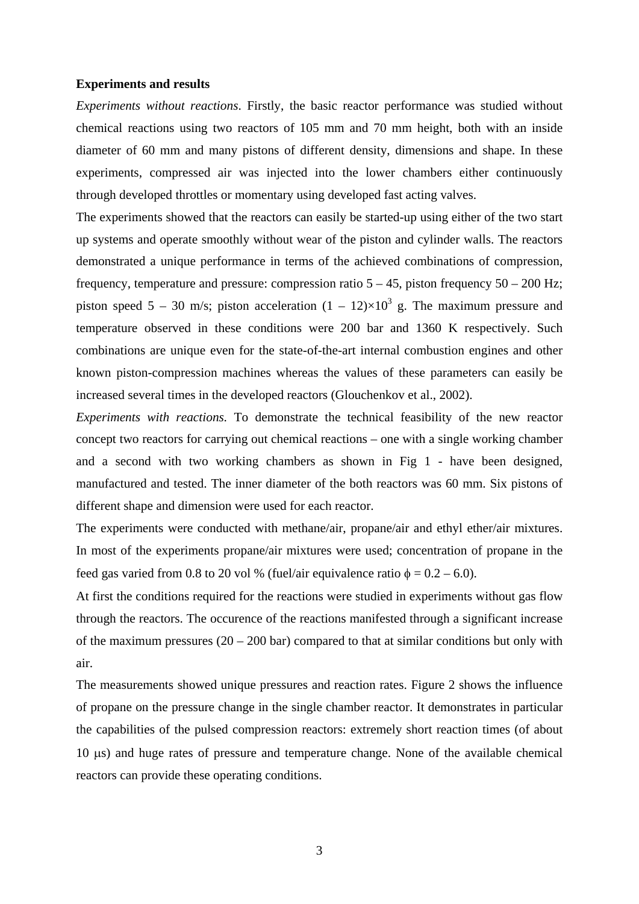**Experiments and results**

*Experiments without reactions*. Firstly, the basic reactor performance was studied without chemical reactions using two reactors of 105 mm and 70 mm height, both with an inside diameter of 60 mm and many pistons of different density, dimensions and shape. In these experiments, compressed air was injected into the lower chambers either continuously through developed throttles or momentary using developed fast acting valves.

The experiments showed that the reactors can easily be started-up using either of the two start up systems and operate smoothly without wear of the piston and cylinder walls. The reactors demonstrated a unique performance in terms of the achieved combinations of compression, frequency, temperature and pressure: compression ratio 5 – 45, piston frequency 50 – 200 Hz; piston speed 5 – 30 m/s; piston acceleration $(1 – 12)\times10^3$ g. The maximum pressure and temperature observed in these conditions were 200 bar and 1360 K respectively. Such combinations are unique even for the state-of-the-art internal combustion engines and other known piston-compression machines whereas the values of these parameters can easily be increased several times in the developed reactors (Glouchenkov et al., 2002).

*Experiments with reactions.* To demonstrate the technical feasibility of the new reactor concept two reactors for carrying out chemical reactions – one with a single working chamber and a second with two working chambers as shown in Fig 1 - have been designed, manufactured and tested. The inner diameter of the both reactors was 60 mm. Six pistons of different shape and dimension were used for each reactor.

The experiments were conducted with methane/air, propane/air and ethyl ether/air mixtures. In most of the experiments propane/air mixtures were used; concentration of propane in the feed gas varied from 0.8 to 20 vol % (fuel/air equivalence ratio $\phi = 0.2 – 6.0$).

At first the conditions required for the reactions were studied in experiments without gas flow through the reactors. The occurence of the reactions manifested through a significant increase of the maximum pressures (20 – 200 bar) compared to that at similar conditions but only with air.

The measurements showed unique pressures and reaction rates. Figure 2 shows the influence of propane on the pressure change in the single chamber reactor. It demonstrates in particular the capabilities of the pulsed compression reactors: extremely short reaction times (of about 10 μs) and huge rates of pressure and temperature change. None of the available chemical reactors can provide these operating conditions.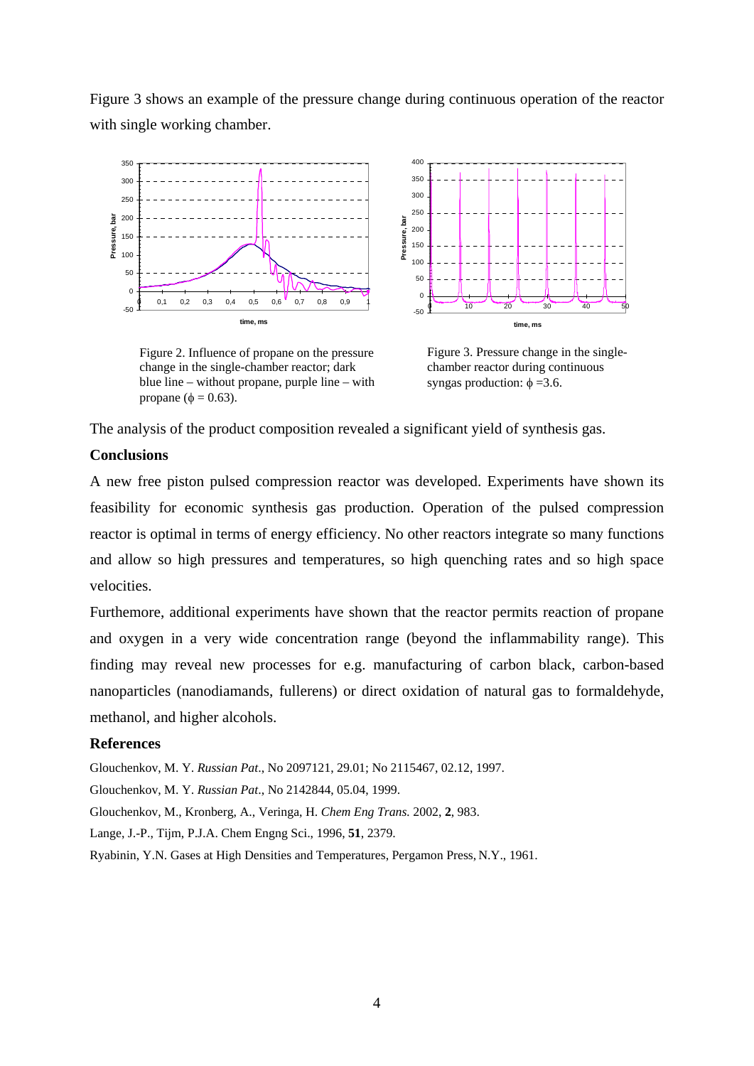Figure 3 shows an example of the pressure change during continuous operation of the reactor with single working chamber.

350
300
250
200
150
100
50
0
-50
Pressure, bar
0
0,1
0,2
0,3
0,4
0,5
0,6
0,7
0,8
0,9
1
time, ms

400
350
300
250
200
150
100
50
0
-50
Pressure, bar
0
10
20
30
40
50
time, ms

Figure 2. Influence of propane on the pressure change in the single-chamber reactor; dark blue line – without propane, purple line – with propane ($\phi = 0.63$).

Figure 3. Pressure change in the single-chamber reactor during continuous syngas production: $\phi = 3.6$.

The analysis of the product composition revealed a significant yield of synthesis gas.

## Conclusions

A new free piston pulsed compression reactor was developed. Experiments have shown its feasibility for economic synthesis gas production. Operation of the pulsed compression reactor is optimal in terms of energy efficiency. No other reactors integrate so many functions and allow so high pressures and temperatures, so high quenching rates and so high space velocities.

Furthemore, additional experiments have shown that the reactor permits reaction of propane and oxygen in a very wide concentration range (beyond the inflammability range). This finding may reveal new processes for e.g. manufacturing of carbon black, carbon-based nanoparticles (nanodiamands, fullerens) or direct oxidation of natural gas to formaldehyde, methanol, and higher alcohols.

## References

Glouchenkov, M. Y. *Russian Pat*., No 2097121, 29.01; No 2115467, 02.12, 1997.

Glouchenkov, M. Y. *Russian Pat*., No 2142844, 05.04, 1999.

Glouchenkov, M., Kronberg, A., Veringa, H. *Chem Eng Trans.* 2002, **2**, 983.

Lange, J.-P., Tijm, P.J.A. Chem Engng Sci., 1996, **51**, 2379.

Ryabinin, Y.N. Gases at High Densities and Temperatures, Pergamon Press, N.Y., 1961.